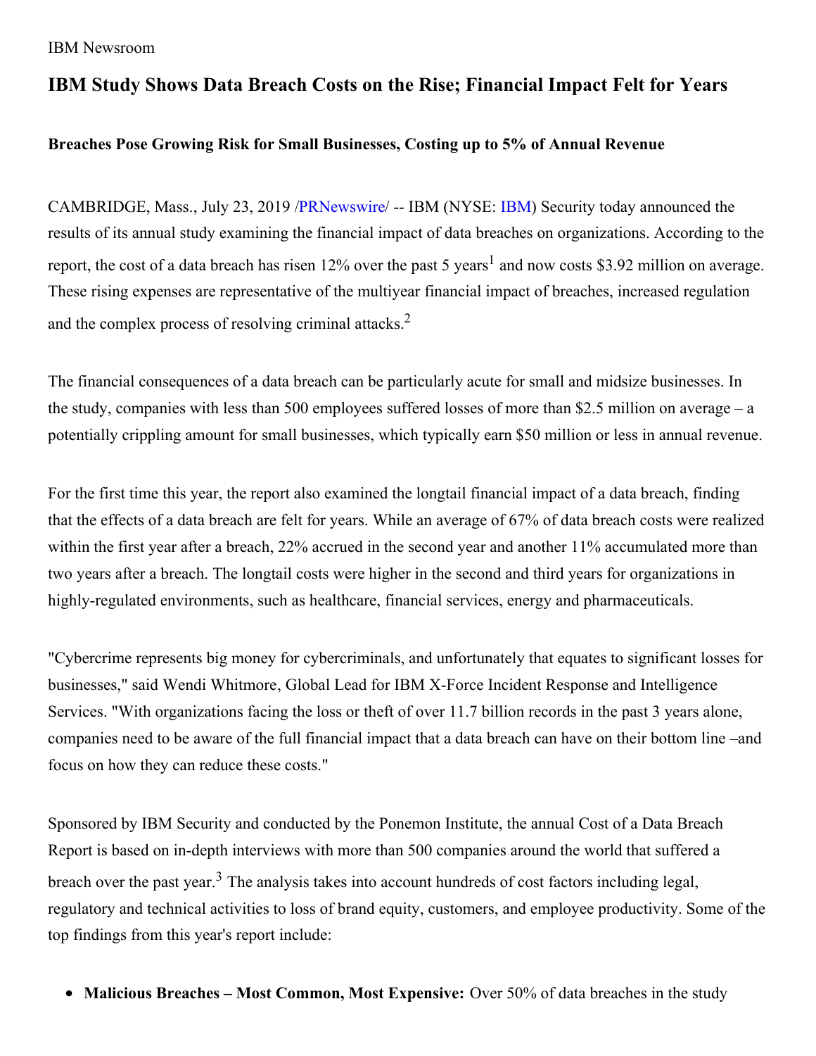IBM Newsroom

# IBM Study Shows Data Breach Costs on the Rise; Financial Impact Felt for Years

### Breaches Pose Growing Risk for Small Businesses, Costing up to 5% of Annual Revenue

CAMBRIDGE, Mass., July 23, 2019 /PRNewswire/ -- IBM (NYSE: IBM) Security today announced the results of its annual study examining the financial impact of data breaches on organizations. According to the report, the cost of a data breach has risen 12% over the past 5 years[1] and now costs $3.92 million on average. These rising expenses are representative of the multiyear financial impact of breaches, increased regulation and the complex process of resolving criminal attacks.[2]

The financial consequences of a data breach can be particularly acute for small and midsize businesses. In the study, companies with less than 500 employees suffered losses of more than $2.5 million on average – a potentially crippling amount for small businesses, which typically earn $50 million or less in annual revenue.

For the first time this year, the report also examined the longtail financial impact of a data breach, finding that the effects of a data breach are felt for years. While an average of 67% of data breach costs were realized within the first year after a breach, 22% accrued in the second year and another 11% accumulated more than two years after a breach. The longtail costs were higher in the second and third years for organizations in highly-regulated environments, such as healthcare, financial services, energy and pharmaceuticals.

"Cybercrime represents big money for cybercriminals, and unfortunately that equates to significant losses for businesses," said Wendi Whitmore, Global Lead for IBM X-Force Incident Response and Intelligence Services. "With organizations facing the loss or theft of over 11.7 billion records in the past 3 years alone, companies need to be aware of the full financial impact that a data breach can have on their bottom line –and focus on how they can reduce these costs."

Sponsored by IBM Security and conducted by the Ponemon Institute, the annual Cost of a Data Breach Report is based on in-depth interviews with more than 500 companies around the world that suffered a breach over the past year.[3] The analysis takes into account hundreds of cost factors including legal, regulatory and technical activities to loss of brand equity, customers, and employee productivity. Some of the top findings from this year's report include:

- **Malicious Breaches – Most Common, Most Expensive:** Over 50% of data breaches in the study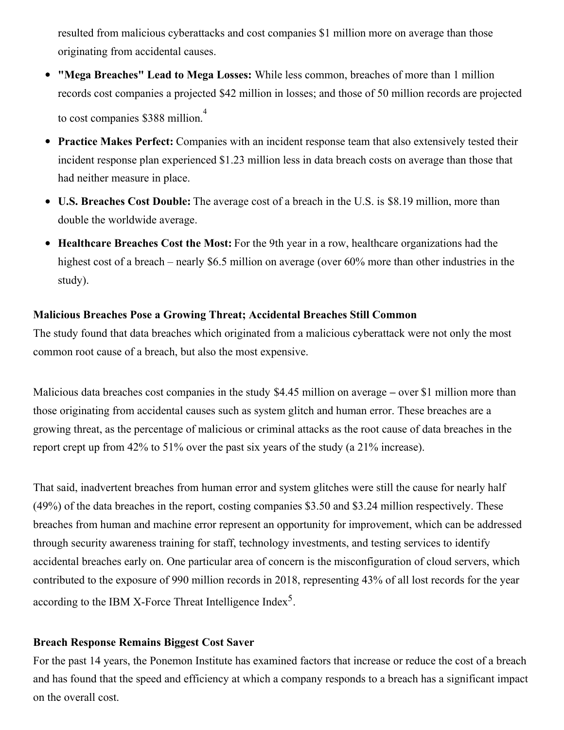resulted from malicious cyberattacks and cost companies $1 million more on average than those originating from accidental causes.

- **"Mega Breaches" Lead to Mega Losses:** While less common, breaches of more than 1 million records cost companies a projected $42 million in losses; and those of 50 million records are projected to cost companies $388 million.[4]
- **Practice Makes Perfect:** Companies with an incident response team that also extensively tested their incident response plan experienced $1.23 million less in data breach costs on average than those that had neither measure in place.
- **U.S. Breaches Cost Double:** The average cost of a breach in the U.S. is $8.19 million, more than double the worldwide average.
- **Healthcare Breaches Cost the Most:** For the 9th year in a row, healthcare organizations had the highest cost of a breach – nearly $6.5 million on average (over 60% more than other industries in the study).

**Malicious Breaches Pose a Growing Threat; Accidental Breaches Still Common**

The study found that data breaches which originated from a malicious cyberattack were not only the most common root cause of a breach, but also the most expensive.

Malicious data breaches cost companies in the study $4.45 million on average **–** over $1 million more than those originating from accidental causes such as system glitch and human error. These breaches are a growing threat, as the percentage of malicious or criminal attacks as the root cause of data breaches in the report crept up from 42% to 51% over the past six years of the study (a 21% increase).

That said, inadvertent breaches from human error and system glitches were still the cause for nearly half (49%) of the data breaches in the report, costing companies $3.50 and $3.24 million respectively. These breaches from human and machine error represent an opportunity for improvement, which can be addressed through security awareness training for staff, technology investments, and testing services to identify accidental breaches early on. One particular area of concern is the misconfiguration of cloud servers, which contributed to the exposure of 990 million records in 2018, representing 43% of all lost records for the year according to the IBM X-Force Threat Intelligence Index[5].

**Breach Response Remains Biggest Cost Saver**

For the past 14 years, the Ponemon Institute has examined factors that increase or reduce the cost of a breach and has found that the speed and efficiency at which a company responds to a breach has a significant impact on the overall cost.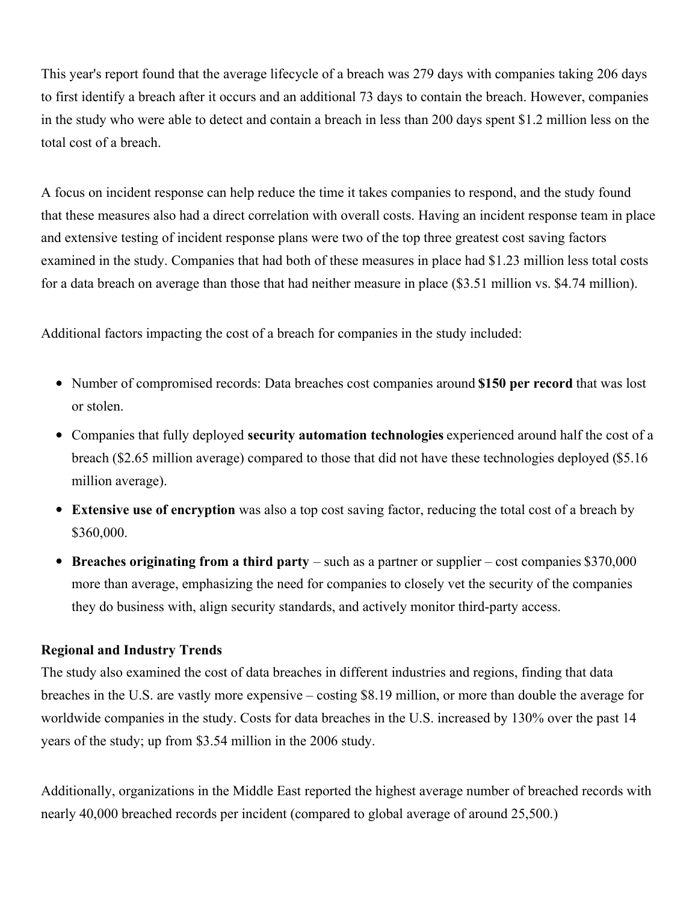This year's report found that the average lifecycle of a breach was 279 days with companies taking 206 days to first identify a breach after it occurs and an additional 73 days to contain the breach. However, companies in the study who were able to detect and contain a breach in less than 200 days spent $1.2 million less on the total cost of a breach.

A focus on incident response can help reduce the time it takes companies to respond, and the study found that these measures also had a direct correlation with overall costs. Having an incident response team in place and extensive testing of incident response plans were two of the top three greatest cost saving factors examined in the study. Companies that had both of these measures in place had $1.23 million less total costs for a data breach on average than those that had neither measure in place ($3.51 million vs. $4.74 million).

Additional factors impacting the cost of a breach for companies in the study included:

- Number of compromised records: Data breaches cost companies around **$150 per record** that was lost or stolen.
- Companies that fully deployed **security automation technologies** experienced around half the cost of a breach ($2.65 million average) compared to those that did not have these technologies deployed ($5.16 million average).
- **Extensive use of encryption** was also a top cost saving factor, reducing the total cost of a breach by $360,000.
- **Breaches originating from a third party** – such as a partner or supplier – cost companies $370,000 more than average, emphasizing the need for companies to closely vet the security of the companies they do business with, align security standards, and actively monitor third-party access.

**Regional and Industry Trends**

The study also examined the cost of data breaches in different industries and regions, finding that data breaches in the U.S. are vastly more expensive – costing $8.19 million, or more than double the average for worldwide companies in the study. Costs for data breaches in the U.S. increased by 130% over the past 14 years of the study; up from $3.54 million in the 2006 study.

Additionally, organizations in the Middle East reported the highest average number of breached records with nearly 40,000 breached records per incident (compared to global average of around 25,500.)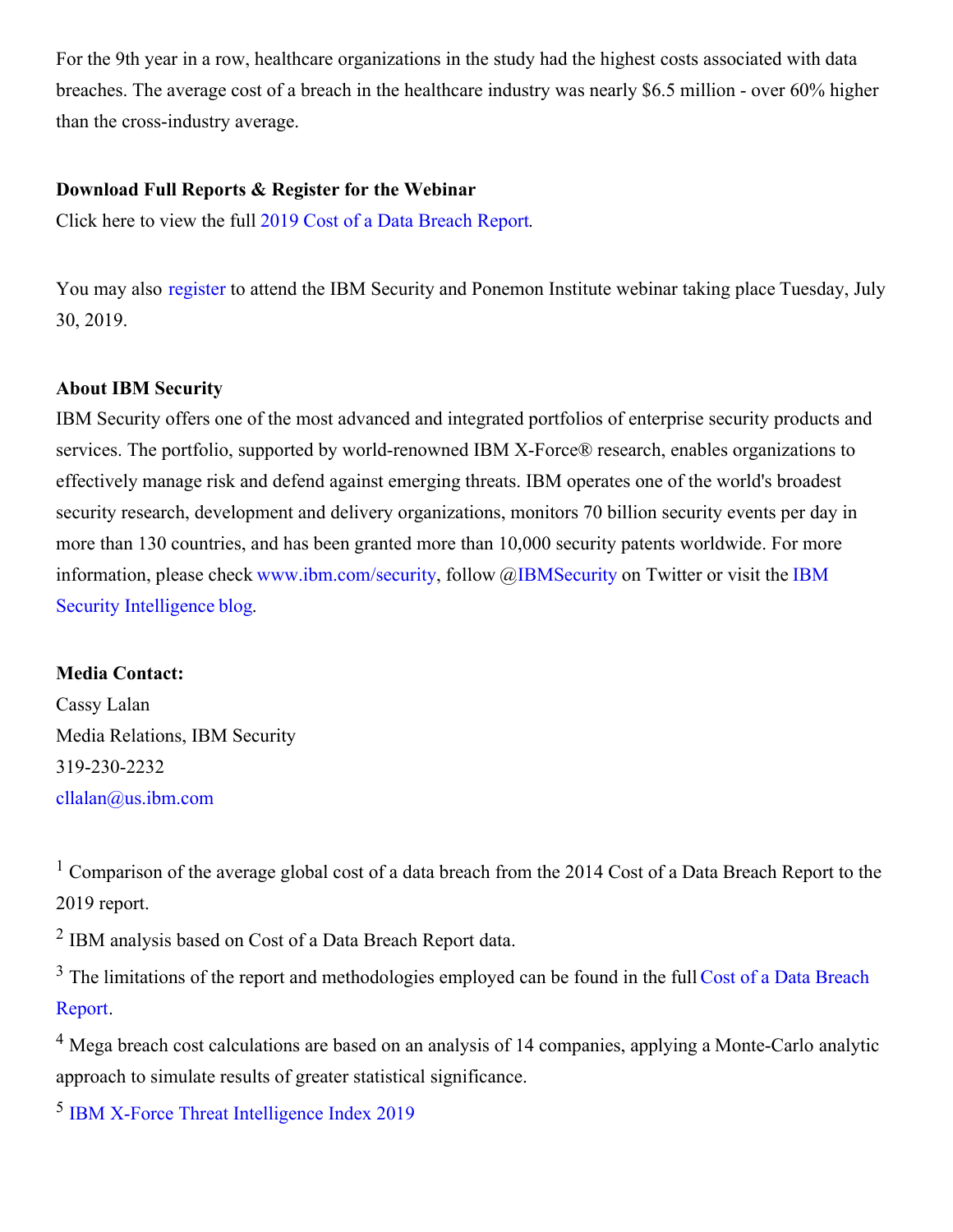For the 9th year in a row, healthcare organizations in the study had the highest costs associated with data breaches. The average cost of a breach in the healthcare industry was nearly $6.5 million - over 60% higher than the cross-industry average.

**Download Full Reports & Register for the Webinar**

Click here to view the full 2019 Cost of a Data Breach Report.

You may also register to attend the IBM Security and Ponemon Institute webinar taking place Tuesday, July 30, 2019.

**About IBM Security**

IBM Security offers one of the most advanced and integrated portfolios of enterprise security products and services. The portfolio, supported by world-renowned IBM X-Force® research, enables organizations to effectively manage risk and defend against emerging threats. IBM operates one of the world's broadest security research, development and delivery organizations, monitors 70 billion security events per day in more than 130 countries, and has been granted more than 10,000 security patents worldwide. For more information, please check www.ibm.com/security, follow @IBMSecurity on Twitter or visit the IBM Security Intelligence blog.

**Media Contact:**

Cassy Lalan

Media Relations, IBM Security

319-230-2232

cllalan@us.ibm.com

[1] Comparison of the average global cost of a data breach from the 2014 Cost of a Data Breach Report to the 2019 report.

[2] IBM analysis based on Cost of a Data Breach Report data.

[3] The limitations of the report and methodologies employed can be found in the full Cost of a Data Breach Report.

[4] Mega breach cost calculations are based on an analysis of 14 companies, applying a Monte-Carlo analytic approach to simulate results of greater statistical significance.

[5] IBM X-Force Threat Intelligence Index 2019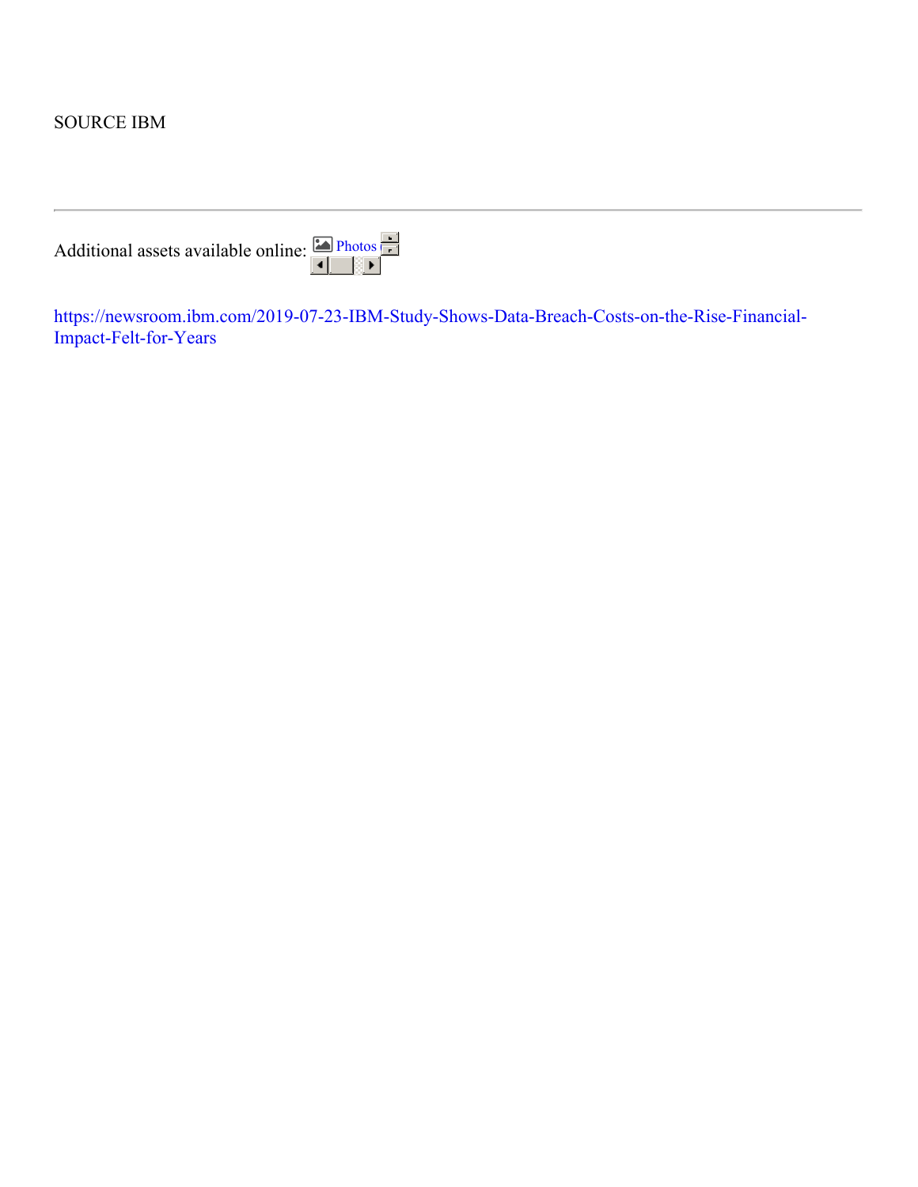SOURCE IBM

---

Additional assets available online: Photos

https://newsroom.ibm.com/2019-07-23-IBM-Study-Shows-Data-Breach-Costs-on-the-Rise-Financial-Impact-Felt-for-Years